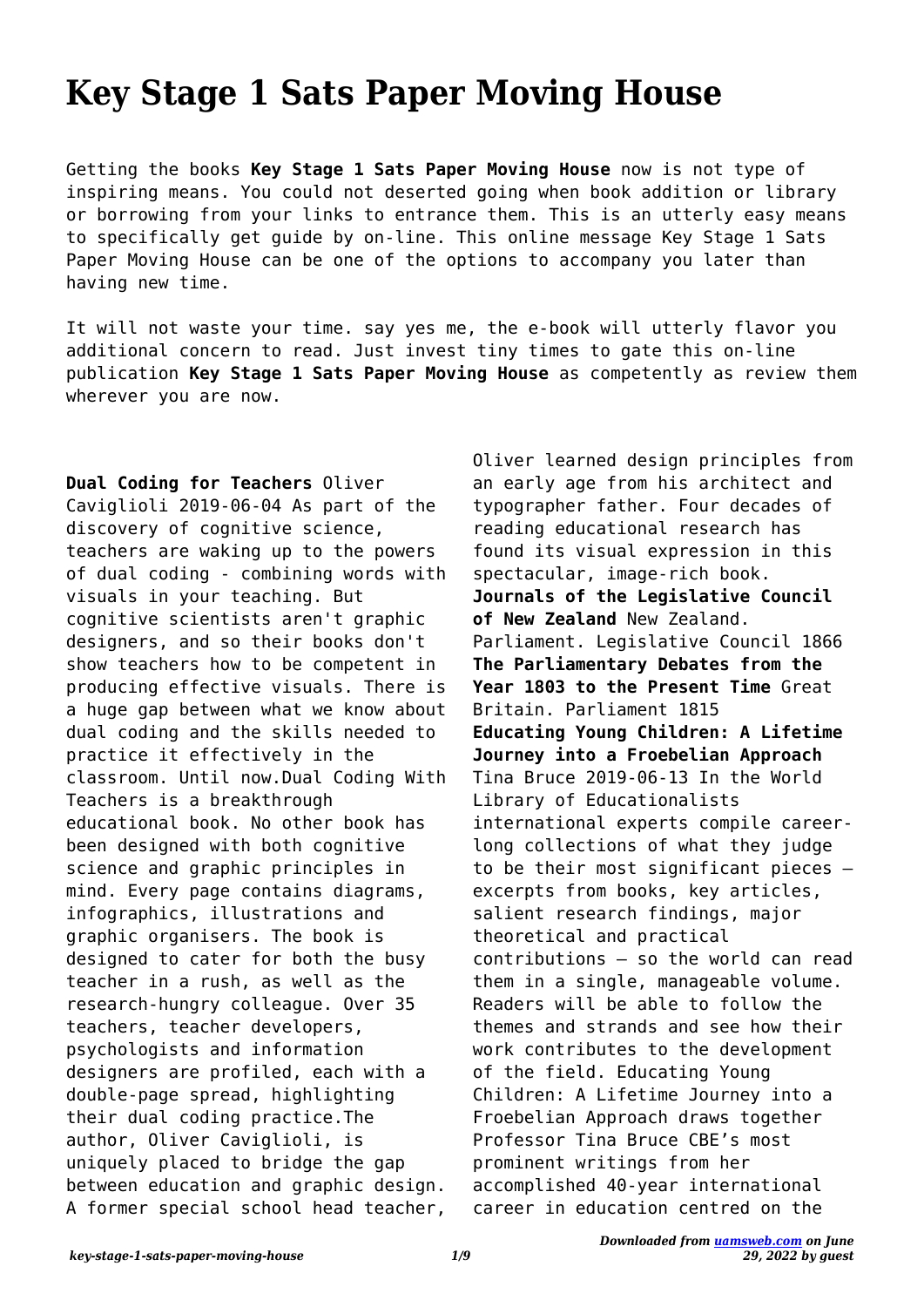# Key Stage 1 Sats Paper Moving House

Getting the books **Key Stage 1 Sats Paper Moving House** now is not type of inspiring means. You could not deserted going when book addition or library or borrowing from your links to entrance them. This is an utterly easy means to specifically get guide by on-line. This online message Key Stage 1 Sats Paper Moving House can be one of the options to accompany you later than having new time.

It will not waste your time. say yes me, the e-book will utterly flavor you additional concern to read. Just invest tiny times to gate this on-line publication **Key Stage 1 Sats Paper Moving House** as competently as review them wherever you are now.

**Dual Coding for Teachers** Oliver Caviglioli 2019-06-04 As part of the discovery of cognitive science, teachers are waking up to the powers of dual coding - combining words with visuals in your teaching. But cognitive scientists aren't graphic designers, and so their books don't show teachers how to be competent in producing effective visuals. There is a huge gap between what we know about dual coding and the skills needed to practice it effectively in the classroom. Until now.Dual Coding With Teachers is a breakthrough educational book. No other book has been designed with both cognitive science and graphic principles in mind. Every page contains diagrams, infographics, illustrations and graphic organisers. The book is designed to cater for both the busy teacher in a rush, as well as the research-hungry colleague. Over 35 teachers, teacher developers, psychologists and information designers are profiled, each with a double-page spread, highlighting their dual coding practice.The author, Oliver Caviglioli, is uniquely placed to bridge the gap between education and graphic design. A former special school head teacher, Oliver learned design principles from an early age from his architect and typographer father. Four decades of reading educational research has found its visual expression in this spectacular, image-rich book.

**Journals of the Legislative Council of New Zealand** New Zealand. Parliament. Legislative Council 1866

**The Parliamentary Debates from the Year 1803 to the Present Time** Great Britain. Parliament 1815

**Educating Young Children: A Lifetime Journey into a Froebelian Approach** Tina Bruce 2019-06-13 In the World Library of Educationalists international experts compile career-long collections of what they judge to be their most significant pieces – excerpts from books, key articles, salient research findings, major theoretical and practical contributions – so the world can read them in a single, manageable volume. Readers will be able to follow the themes and strands and see how their work contributes to the development of the field. Educating Young Children: A Lifetime Journey into a Froebelian Approach draws together Professor Tina Bruce CBE's most prominent writings from her accomplished 40-year international career in education centred on the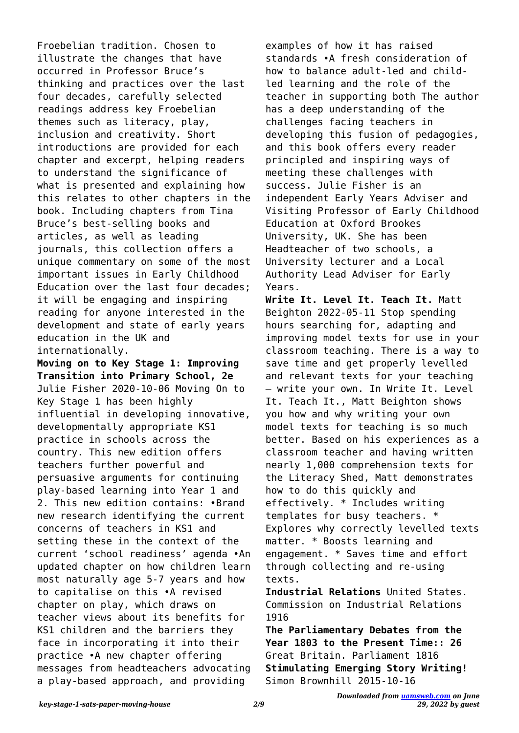Froebelian tradition. Chosen to illustrate the changes that have occurred in Professor Bruce's thinking and practices over the last four decades, carefully selected readings address key Froebelian themes such as literacy, play, inclusion and creativity. Short introductions are provided for each chapter and excerpt, helping readers to understand the significance of what is presented and explaining how this relates to other chapters in the book. Including chapters from Tina Bruce's best-selling books and articles, as well as leading journals, this collection offers a unique commentary on some of the most important issues in Early Childhood Education over the last four decades; it will be engaging and inspiring reading for anyone interested in the development and state of early years education in the UK and internationally.

**Moving on to Key Stage 1: Improving Transition into Primary School, 2e** Julie Fisher 2020-10-06 Moving On to Key Stage 1 has been highly influential in developing innovative, developmentally appropriate KS1 practice in schools across the country. This new edition offers teachers further powerful and persuasive arguments for continuing play-based learning into Year 1 and 2. This new edition contains: •Brand new research identifying the current concerns of teachers in KS1 and setting these in the context of the current 'school readiness' agenda •An updated chapter on how children learn most naturally age 5-7 years and how to capitalise on this •A revised chapter on play, which draws on teacher views about its benefits for KS1 children and the barriers they face in incorporating it into their practice •A new chapter offering messages from headteachers advocating a play-based approach, and providing examples of how it has raised standards •A fresh consideration of how to balance adult-led and child-led learning and the role of the teacher in supporting both The author has a deep understanding of the challenges facing teachers in developing this fusion of pedagogies, and this book offers every reader principled and inspiring ways of meeting these challenges with success. Julie Fisher is an independent Early Years Adviser and Visiting Professor of Early Childhood Education at Oxford Brookes University, UK. She has been Headteacher of two schools, a University lecturer and a Local Authority Lead Adviser for Early Years.

**Write It. Level It. Teach It.** Matt Beighton 2022-05-11 Stop spending hours searching for, adapting and improving model texts for use in your classroom teaching. There is a way to save time and get properly levelled and relevant texts for your teaching – write your own. In Write It. Level It. Teach It., Matt Beighton shows you how and why writing your own model texts for teaching is so much better. Based on his experiences as a classroom teacher and having written nearly 1,000 comprehension texts for the Literacy Shed, Matt demonstrates how to do this quickly and effectively. * Includes writing templates for busy teachers. * Explores why correctly levelled texts matter. * Boosts learning and engagement. * Saves time and effort through collecting and re-using texts.

**Industrial Relations** United States. Commission on Industrial Relations 1916

**The Parliamentary Debates from the Year 1803 to the Present Time:: 26** Great Britain. Parliament 1816

**Stimulating Emerging Story Writing!** Simon Brownhill 2015-10-16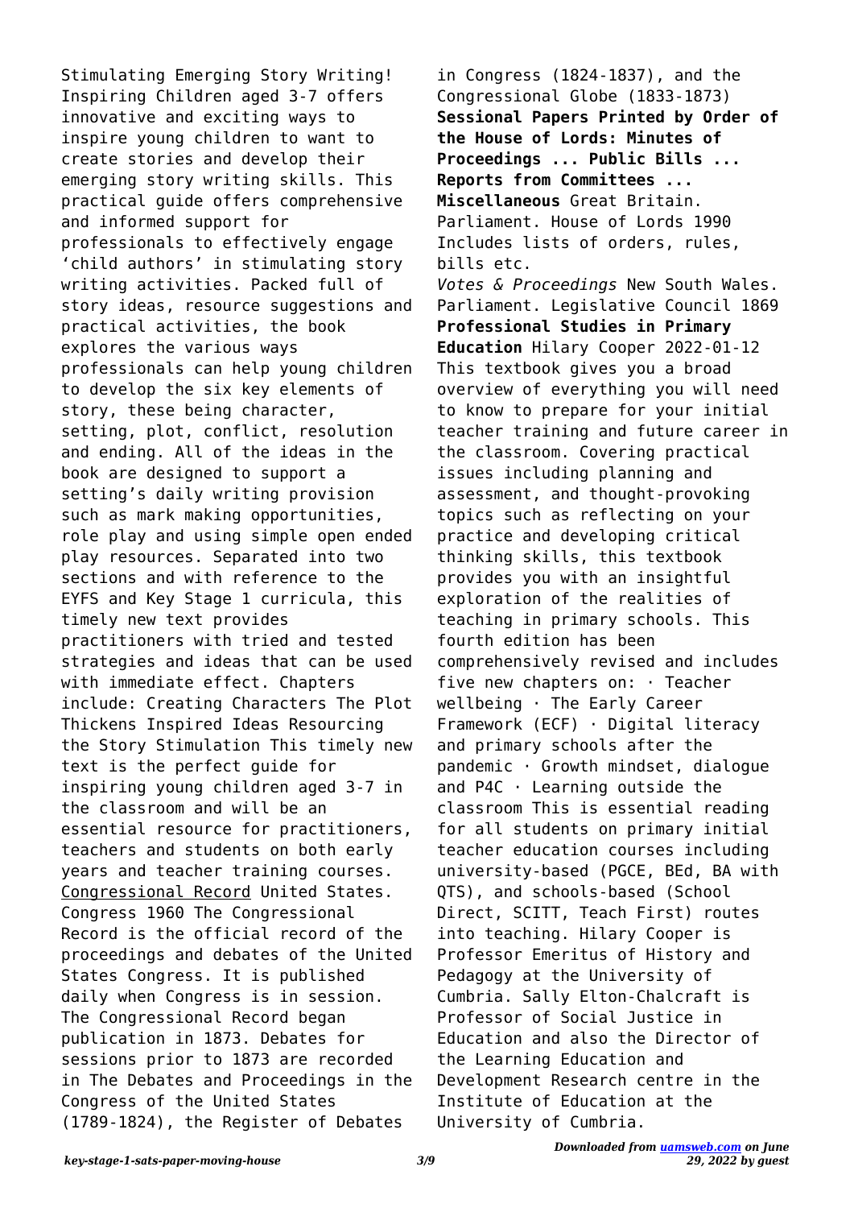Stimulating Emerging Story Writing! Inspiring Children aged 3-7 offers innovative and exciting ways to inspire young children to want to create stories and develop their emerging story writing skills. This practical guide offers comprehensive and informed support for professionals to effectively engage 'child authors' in stimulating story writing activities. Packed full of story ideas, resource suggestions and practical activities, the book explores the various ways professionals can help young children to develop the six key elements of story, these being character, setting, plot, conflict, resolution and ending. All of the ideas in the book are designed to support a setting's daily writing provision such as mark making opportunities, role play and using simple open ended play resources. Separated into two sections and with reference to the EYFS and Key Stage 1 curricula, this timely new text provides practitioners with tried and tested strategies and ideas that can be used with immediate effect. Chapters include: Creating Characters The Plot Thickens Inspired Ideas Resourcing the Story Stimulation This timely new text is the perfect guide for inspiring young children aged 3-7 in the classroom and will be an essential resource for practitioners, teachers and students on both early years and teacher training courses.

Congressional Record United States. Congress 1960 The Congressional Record is the official record of the proceedings and debates of the United States Congress. It is published daily when Congress is in session. The Congressional Record began publication in 1873. Debates for sessions prior to 1873 are recorded in The Debates and Proceedings in the Congress of the United States (1789-1824), the Register of Debates in Congress (1824-1837), and the Congressional Globe (1833-1873)

**Sessional Papers Printed by Order of the House of Lords: Minutes of Proceedings ... Public Bills ... Reports from Committees ... Miscellaneous** Great Britain. Parliament. House of Lords 1990 Includes lists of orders, rules, bills etc.

*Votes & Proceedings* New South Wales. Parliament. Legislative Council 1869

**Professional Studies in Primary Education** Hilary Cooper 2022-01-12 This textbook gives you a broad overview of everything you will need to know to prepare for your initial teacher training and future career in the classroom. Covering practical issues including planning and assessment, and thought-provoking topics such as reflecting on your practice and developing critical thinking skills, this textbook provides you with an insightful exploration of the realities of teaching in primary schools. This fourth edition has been comprehensively revised and includes five new chapters on: · Teacher wellbeing · The Early Career Framework (ECF) · Digital literacy and primary schools after the pandemic · Growth mindset, dialogue and P4C · Learning outside the classroom This is essential reading for all students on primary initial teacher education courses including university-based (PGCE, BEd, BA with QTS), and schools-based (School Direct, SCITT, Teach First) routes into teaching. Hilary Cooper is Professor Emeritus of History and Pedagogy at the University of Cumbria. Sally Elton-Chalcraft is Professor of Social Justice in Education and also the Director of the Learning Education and Development Research centre in the Institute of Education at the University of Cumbria.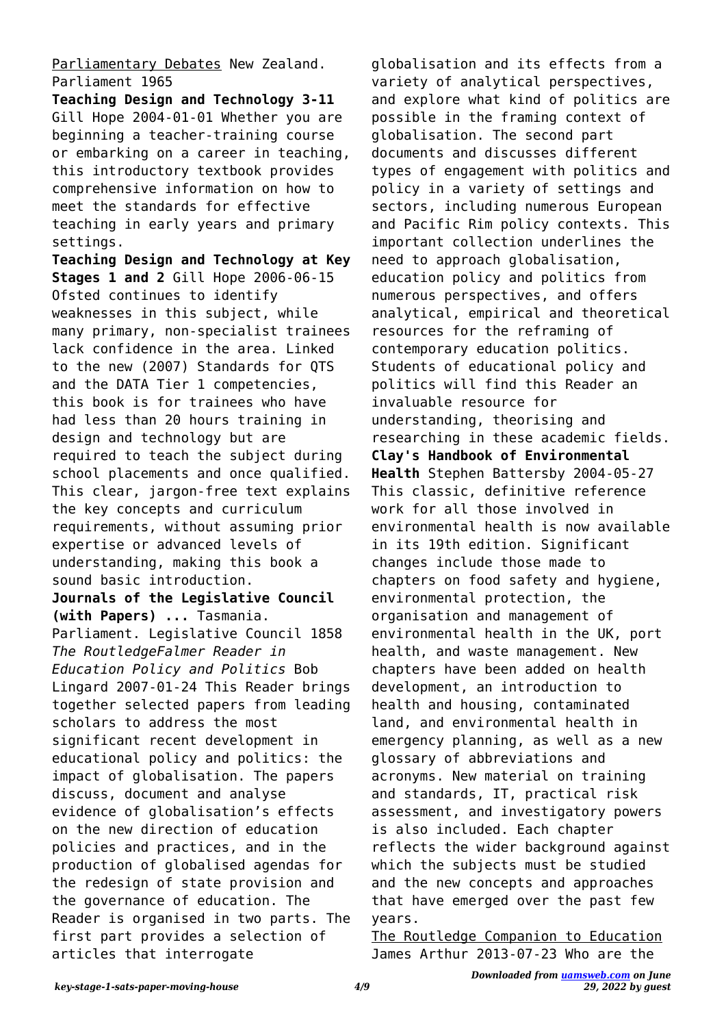Parliamentary Debates New Zealand. Parliament 1965

**Teaching Design and Technology 3-11** Gill Hope 2004-01-01 Whether you are beginning a teacher-training course or embarking on a career in teaching, this introductory textbook provides comprehensive information on how to meet the standards for effective teaching in early years and primary settings.

**Teaching Design and Technology at Key Stages 1 and 2** Gill Hope 2006-06-15 Ofsted continues to identify weaknesses in this subject, while many primary, non-specialist trainees lack confidence in the area. Linked to the new (2007) Standards for QTS and the DATA Tier 1 competencies, this book is for trainees who have had less than 20 hours training in design and technology but are required to teach the subject during school placements and once qualified. This clear, jargon-free text explains the key concepts and curriculum requirements, without assuming prior expertise or advanced levels of understanding, making this book a sound basic introduction.

**Journals of the Legislative Council (with Papers) ...** Tasmania. Parliament. Legislative Council 1858

*The RoutledgeFalmer Reader in Education Policy and Politics* Bob Lingard 2007-01-24 This Reader brings together selected papers from leading scholars to address the most significant recent development in educational policy and politics: the impact of globalisation. The papers discuss, document and analyse evidence of globalisation's effects on the new direction of education policies and practices, and in the production of globalised agendas for the redesign of state provision and the governance of education. The Reader is organised in two parts. The first part provides a selection of articles that interrogate globalisation and its effects from a variety of analytical perspectives, and explore what kind of politics are possible in the framing context of globalisation. The second part documents and discusses different types of engagement with politics and policy in a variety of settings and sectors, including numerous European and Pacific Rim policy contexts. This important collection underlines the need to approach globalisation, education policy and politics from numerous perspectives, and offers analytical, empirical and theoretical resources for the reframing of contemporary education politics. Students of educational policy and politics will find this Reader an invaluable resource for understanding, theorising and researching in these academic fields.

**Clay's Handbook of Environmental Health** Stephen Battersby 2004-05-27 This classic, definitive reference work for all those involved in environmental health is now available in its 19th edition. Significant changes include those made to chapters on food safety and hygiene, environmental protection, the organisation and management of environmental health in the UK, port health, and waste management. New chapters have been added on health development, an introduction to health and housing, contaminated land, and environmental health in emergency planning, as well as a new glossary of abbreviations and acronyms. New material on training and standards, IT, practical risk assessment, and investigatory powers is also included. Each chapter reflects the wider background against which the subjects must be studied and the new concepts and approaches that have emerged over the past few years.

The Routledge Companion to Education James Arthur 2013-07-23 Who are the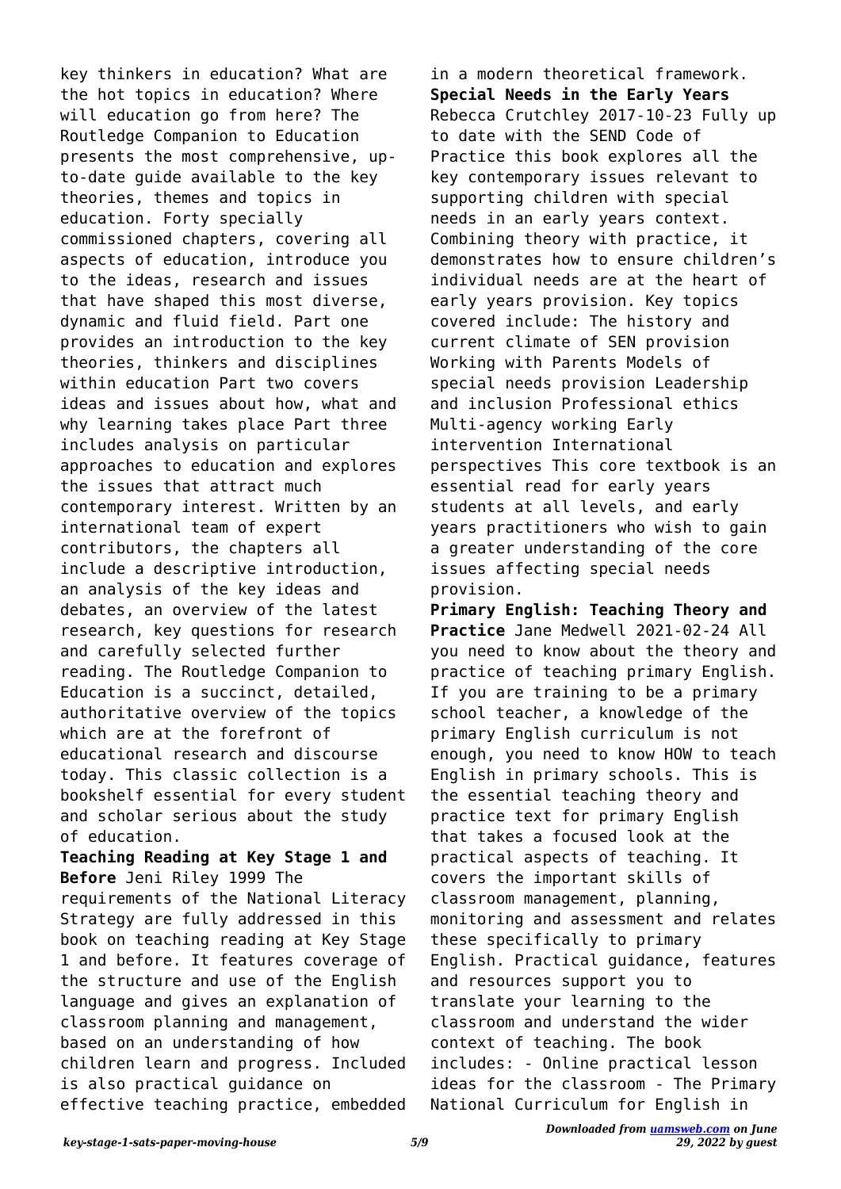key thinkers in education? What are the hot topics in education? Where will education go from here? The Routledge Companion to Education presents the most comprehensive, up-to-date guide available to the key theories, themes and topics in education. Forty specially commissioned chapters, covering all aspects of education, introduce you to the ideas, research and issues that have shaped this most diverse, dynamic and fluid field. Part one provides an introduction to the key theories, thinkers and disciplines within education Part two covers ideas and issues about how, what and why learning takes place Part three includes analysis on particular approaches to education and explores the issues that attract much contemporary interest. Written by an international team of expert contributors, the chapters all include a descriptive introduction, an analysis of the key ideas and debates, an overview of the latest research, key questions for research and carefully selected further reading. The Routledge Companion to Education is a succinct, detailed, authoritative overview of the topics which are at the forefront of educational research and discourse today. This classic collection is a bookshelf essential for every student and scholar serious about the study of education.

**Teaching Reading at Key Stage 1 and Before** Jeni Riley 1999 The requirements of the National Literacy Strategy are fully addressed in this book on teaching reading at Key Stage 1 and before. It features coverage of the structure and use of the English language and gives an explanation of classroom planning and management, based on an understanding of how children learn and progress. Included is also practical guidance on effective teaching practice, embedded in a modern theoretical framework.

**Special Needs in the Early Years** Rebecca Crutchley 2017-10-23 Fully up to date with the SEND Code of Practice this book explores all the key contemporary issues relevant to supporting children with special needs in an early years context. Combining theory with practice, it demonstrates how to ensure children's individual needs are at the heart of early years provision. Key topics covered include: The history and current climate of SEN provision Working with Parents Models of special needs provision Leadership and inclusion Professional ethics Multi-agency working Early intervention International perspectives This core textbook is an essential read for early years students at all levels, and early years practitioners who wish to gain a greater understanding of the core issues affecting special needs provision.

**Primary English: Teaching Theory and Practice** Jane Medwell 2021-02-24 All you need to know about the theory and practice of teaching primary English. If you are training to be a primary school teacher, a knowledge of the primary English curriculum is not enough, you need to know HOW to teach English in primary schools. This is the essential teaching theory and practice text for primary English that takes a focused look at the practical aspects of teaching. It covers the important skills of classroom management, planning, monitoring and assessment and relates these specifically to primary English. Practical guidance, features and resources support you to translate your learning to the classroom and understand the wider context of teaching. The book includes: - Online practical lesson ideas for the classroom - The Primary National Curriculum for English in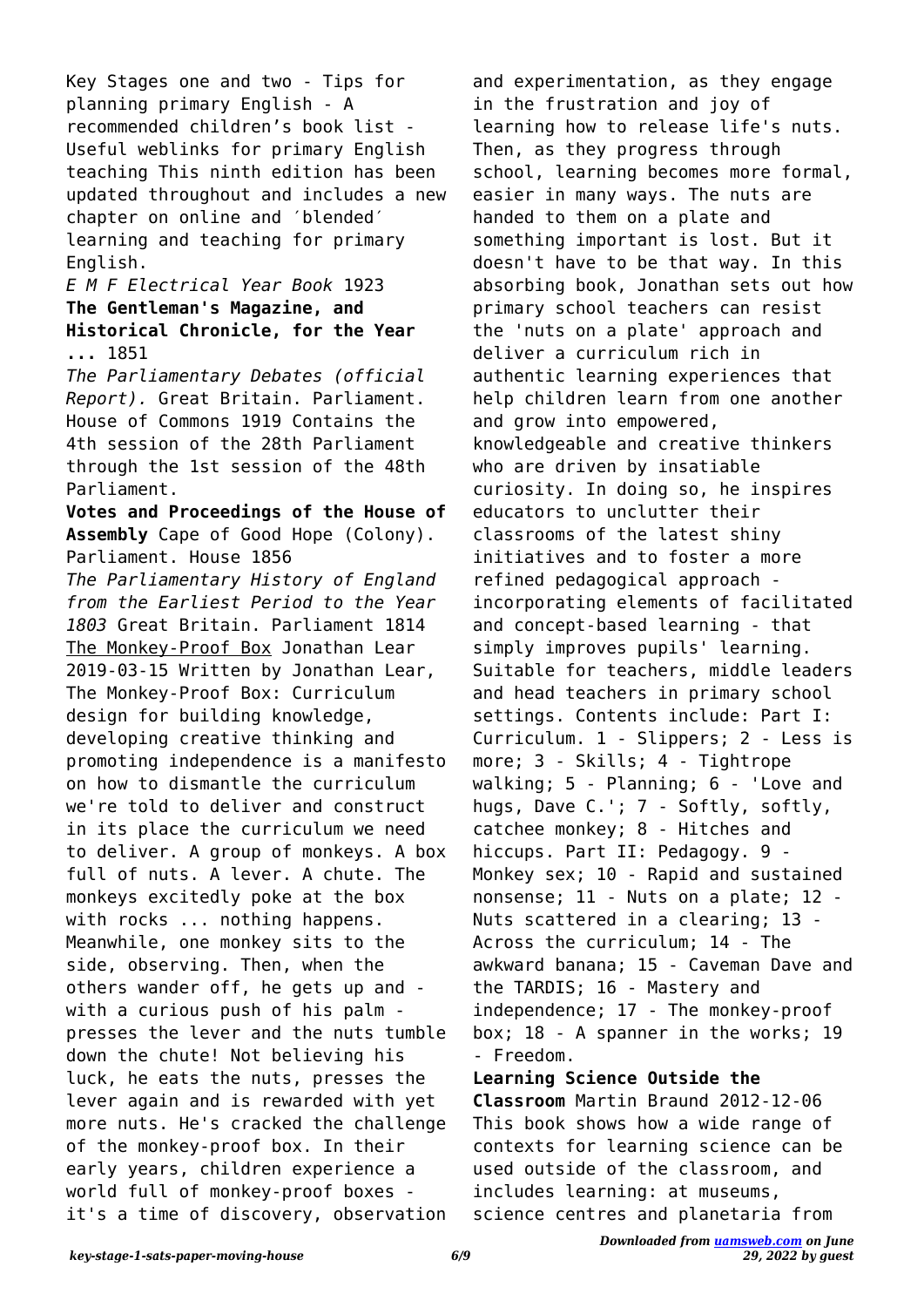Key Stages one and two - Tips for planning primary English - A recommended children's book list - Useful weblinks for primary English teaching This ninth edition has been updated throughout and includes a new chapter on online and ′blended′ learning and teaching for primary English.

*E M F Electrical Year Book* 1923

**The Gentleman's Magazine, and Historical Chronicle, for the Year ...** 1851

*The Parliamentary Debates (official Report).* Great Britain. Parliament. House of Commons 1919 Contains the 4th session of the 28th Parliament through the 1st session of the 48th Parliament.

**Votes and Proceedings of the House of Assembly** Cape of Good Hope (Colony). Parliament. House 1856

*The Parliamentary History of England from the Earliest Period to the Year 1803* Great Britain. Parliament 1814

The Monkey-Proof Box Jonathan Lear 2019-03-15 Written by Jonathan Lear, The Monkey-Proof Box: Curriculum design for building knowledge, developing creative thinking and promoting independence is a manifesto on how to dismantle the curriculum we're told to deliver and construct in its place the curriculum we need to deliver. A group of monkeys. A box full of nuts. A lever. A chute. The monkeys excitedly poke at the box with rocks ... nothing happens. Meanwhile, one monkey sits to the side, observing. Then, when the others wander off, he gets up and - with a curious push of his palm - presses the lever and the nuts tumble down the chute! Not believing his luck, he eats the nuts, presses the lever again and is rewarded with yet more nuts. He's cracked the challenge of the monkey-proof box. In their early years, children experience a world full of monkey-proof boxes - it's a time of discovery, observation and experimentation, as they engage in the frustration and joy of learning how to release life's nuts. Then, as they progress through school, learning becomes more formal, easier in many ways. The nuts are handed to them on a plate and something important is lost. But it doesn't have to be that way. In this absorbing book, Jonathan sets out how primary school teachers can resist the 'nuts on a plate' approach and deliver a curriculum rich in authentic learning experiences that help children learn from one another and grow into empowered, knowledgeable and creative thinkers who are driven by insatiable curiosity. In doing so, he inspires educators to unclutter their classrooms of the latest shiny initiatives and to foster a more refined pedagogical approach - incorporating elements of facilitated and concept-based learning - that simply improves pupils' learning. Suitable for teachers, middle leaders and head teachers in primary school settings. Contents include: Part I: Curriculum. 1 - Slippers; 2 - Less is more; 3 - Skills; 4 - Tightrope walking; 5 - Planning; 6 - 'Love and hugs, Dave C.'; 7 - Softly, softly, catchee monkey; 8 - Hitches and hiccups. Part II: Pedagogy. 9 - Monkey sex; 10 - Rapid and sustained nonsense; 11 - Nuts on a plate; 12 - Nuts scattered in a clearing; 13 - Across the curriculum; 14 - The awkward banana; 15 - Caveman Dave and the TARDIS; 16 - Mastery and independence; 17 - The monkey-proof box; 18 - A spanner in the works; 19 - Freedom.

**Learning Science Outside the Classroom** Martin Braund 2012-12-06 This book shows how a wide range of contexts for learning science can be used outside of the classroom, and includes learning: at museums, science centres and planetaria from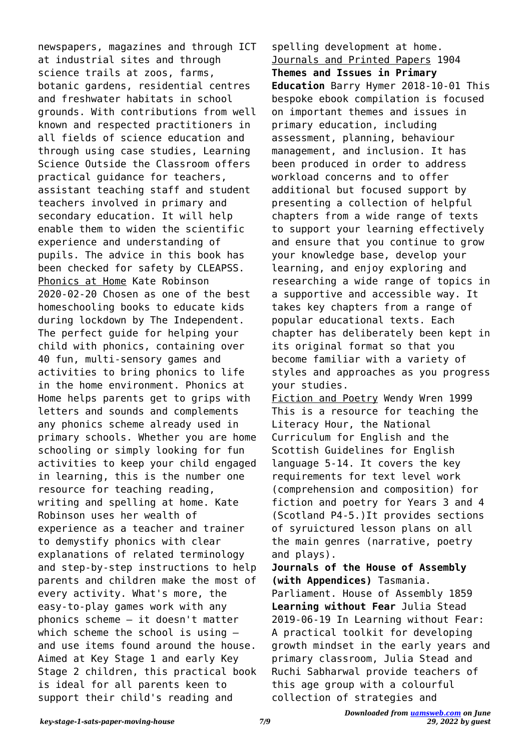newspapers, magazines and through ICT at industrial sites and through science trails at zoos, farms, botanic gardens, residential centres and freshwater habitats in school grounds. With contributions from well known and respected practitioners in all fields of science education and through using case studies, Learning Science Outside the Classroom offers practical guidance for teachers, assistant teaching staff and student teachers involved in primary and secondary education. It will help enable them to widen the scientific experience and understanding of pupils. The advice in this book has been checked for safety by CLEAPSS.

Phonics at Home Kate Robinson 2020-02-20 Chosen as one of the best homeschooling books to educate kids during lockdown by The Independent. The perfect guide for helping your child with phonics, containing over 40 fun, multi-sensory games and activities to bring phonics to life in the home environment. Phonics at Home helps parents get to grips with letters and sounds and complements any phonics scheme already used in primary schools. Whether you are home schooling or simply looking for fun activities to keep your child engaged in learning, this is the number one resource for teaching reading, writing and spelling at home. Kate Robinson uses her wealth of experience as a teacher and trainer to demystify phonics with clear explanations of related terminology and step-by-step instructions to help parents and children make the most of every activity. What's more, the easy-to-play games work with any phonics scheme – it doesn't matter which scheme the school is using – and use items found around the house. Aimed at Key Stage 1 and early Key Stage 2 children, this practical book is ideal for all parents keen to support their child's reading and spelling development at home.

Journals and Printed Papers 1904

**Themes and Issues in Primary Education** Barry Hymer 2018-10-01 This bespoke ebook compilation is focused on important themes and issues in primary education, including assessment, planning, behaviour management, and inclusion. It has been produced in order to address workload concerns and to offer additional but focused support by presenting a collection of helpful chapters from a wide range of texts to support your learning effectively and ensure that you continue to grow your knowledge base, develop your learning, and enjoy exploring and researching a wide range of topics in a supportive and accessible way. It takes key chapters from a range of popular educational texts. Each chapter has deliberately been kept in its original format so that you become familiar with a variety of styles and approaches as you progress your studies.

Fiction and Poetry Wendy Wren 1999 This is a resource for teaching the Literacy Hour, the National Curriculum for English and the Scottish Guidelines for English language 5-14. It covers the key requirements for text level work (comprehension and composition) for fiction and poetry for Years 3 and 4 (Scotland P4-5.)It provides sections of syruictured lesson plans on all the main genres (narrative, poetry and plays).

**Journals of the House of Assembly (with Appendices)** Tasmania. Parliament. House of Assembly 1859

**Learning without Fear** Julia Stead 2019-06-19 In Learning without Fear: A practical toolkit for developing growth mindset in the early years and primary classroom, Julia Stead and Ruchi Sabharwal provide teachers of this age group with a colourful collection of strategies and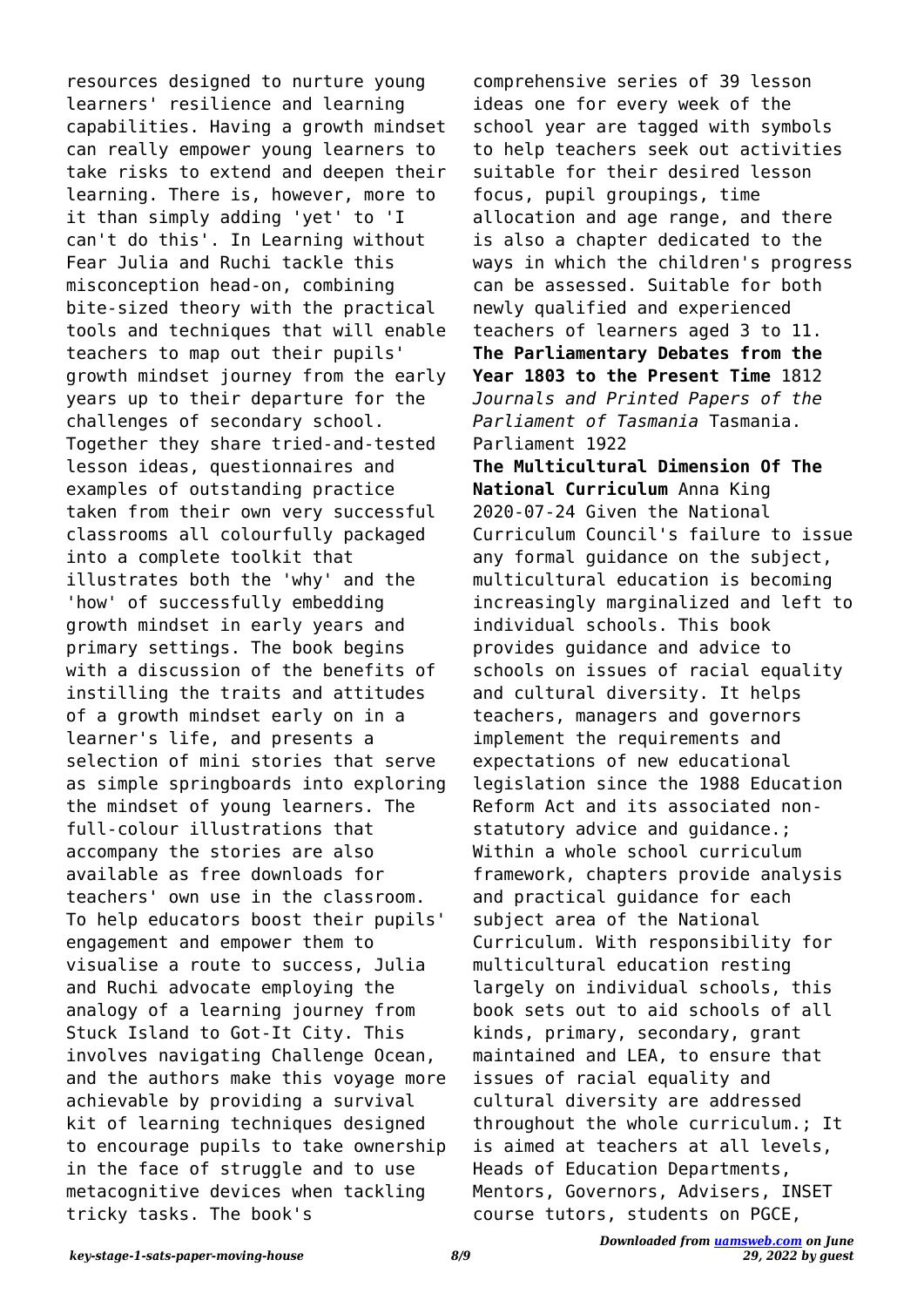resources designed to nurture young learners' resilience and learning capabilities. Having a growth mindset can really empower young learners to take risks to extend and deepen their learning. There is, however, more to it than simply adding 'yet' to 'I can't do this'. In Learning without Fear Julia and Ruchi tackle this misconception head-on, combining bite-sized theory with the practical tools and techniques that will enable teachers to map out their pupils' growth mindset journey from the early years up to their departure for the challenges of secondary school. Together they share tried-and-tested lesson ideas, questionnaires and examples of outstanding practice taken from their own very successful classrooms all colourfully packaged into a complete toolkit that illustrates both the 'why' and the 'how' of successfully embedding growth mindset in early years and primary settings. The book begins with a discussion of the benefits of instilling the traits and attitudes of a growth mindset early on in a learner's life, and presents a selection of mini stories that serve as simple springboards into exploring the mindset of young learners. The full-colour illustrations that accompany the stories are also available as free downloads for teachers' own use in the classroom. To help educators boost their pupils' engagement and empower them to visualise a route to success, Julia and Ruchi advocate employing the analogy of a learning journey from Stuck Island to Got-It City. This involves navigating Challenge Ocean, and the authors make this voyage more achievable by providing a survival kit of learning techniques designed to encourage pupils to take ownership in the face of struggle and to use metacognitive devices when tackling tricky tasks. The book's comprehensive series of 39 lesson ideas one for every week of the school year are tagged with symbols to help teachers seek out activities suitable for their desired lesson focus, pupil groupings, time allocation and age range, and there is also a chapter dedicated to the ways in which the children's progress can be assessed. Suitable for both newly qualified and experienced teachers of learners aged 3 to 11.

**The Parliamentary Debates from the Year 1803 to the Present Time** 1812

*Journals and Printed Papers of the Parliament of Tasmania* Tasmania. Parliament 1922

**The Multicultural Dimension Of The National Curriculum** Anna King 2020-07-24 Given the National Curriculum Council's failure to issue any formal guidance on the subject, multicultural education is becoming increasingly marginalized and left to individual schools. This book provides guidance and advice to schools on issues of racial equality and cultural diversity. It helps teachers, managers and governors implement the requirements and expectations of new educational legislation since the 1988 Education Reform Act and its associated non-statutory advice and guidance.; Within a whole school curriculum framework, chapters provide analysis and practical guidance for each subject area of the National Curriculum. With responsibility for multicultural education resting largely on individual schools, this book sets out to aid schools of all kinds, primary, secondary, grant maintained and LEA, to ensure that issues of racial equality and cultural diversity are addressed throughout the whole curriculum.; It is aimed at teachers at all levels, Heads of Education Departments, Mentors, Governors, Advisers, INSET course tutors, students on PGCE,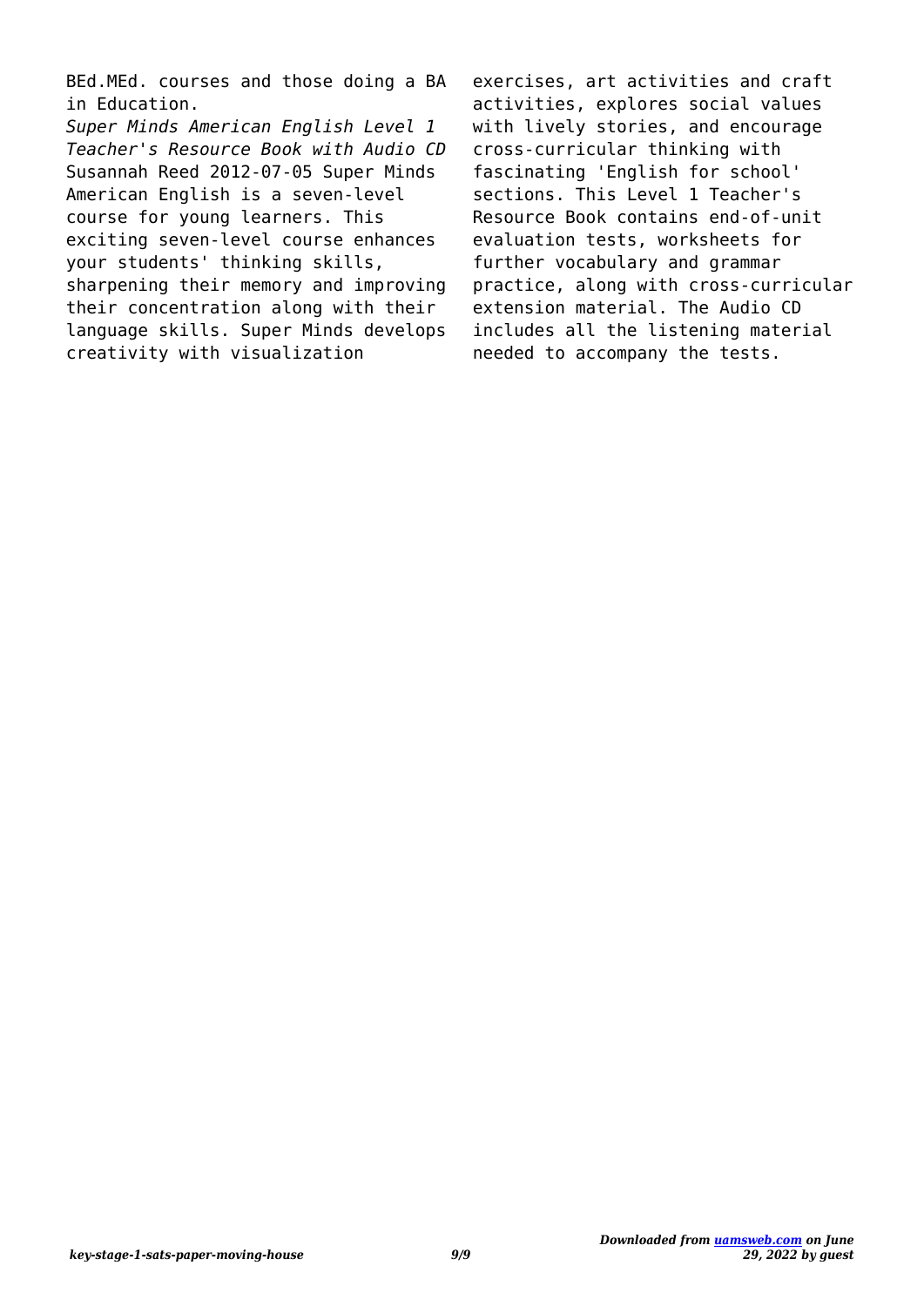BEd.MEd. courses and those doing a BA in Education.

*Super Minds American English Level 1 Teacher's Resource Book with Audio CD* Susannah Reed 2012-07-05 Super Minds American English is a seven-level course for young learners. This exciting seven-level course enhances your students' thinking skills, sharpening their memory and improving their concentration along with their language skills. Super Minds develops creativity with visualization exercises, art activities and craft activities, explores social values with lively stories, and encourage cross-curricular thinking with fascinating 'English for school' sections. This Level 1 Teacher's Resource Book contains end-of-unit evaluation tests, worksheets for further vocabulary and grammar practice, along with cross-curricular extension material. The Audio CD includes all the listening material needed to accompany the tests.